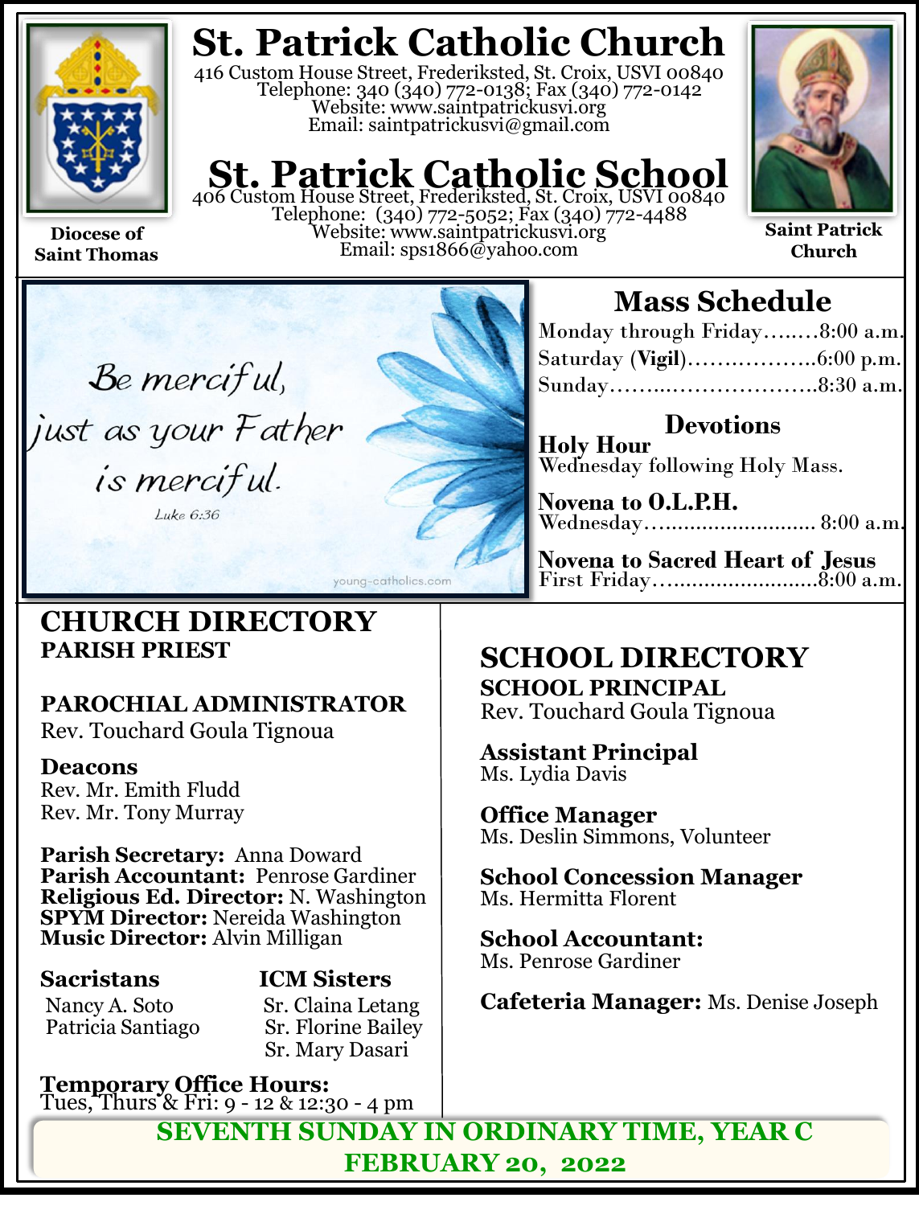# St. Patrick Catholic Church

416 Custom House Street, Frederiksted, St. Croix, USVI 00840
Telephone: 340 (340) 772-0138; Fax (340) 772-0142
Website: www.saintpatrickusvi.org
Email: saintpatrickusvi@gmail.com

# St. Patrick Catholic School

406 Custom House Street, Frederiksted, St. Croix, USVI 00840
Telephone: (340) 772-5052; Fax (340) 772-4488
Website: www.saintpatrickusvi.org
Email: sps1866@yahoo.com

**Diocese of Saint Thomas**

**Saint Patrick Church**

*Be merciful, just as your Father is merciful.*
Luke 6:36

young-catholics.com

## Mass Schedule

Monday through Friday……..8:00 a.m.
Saturday (**Vigil**)………………..6:00 p.m.
Sunday……..…………………..8:30 a.m.

### Devotions

**Holy Hour**
Wednesday following Holy Mass.

**Novena to O.L.P.H.**
Wednesday……………………… 8:00 a.m.

**Novena to Sacred Heart of Jesus**
First Friday……………………..8:00 a.m.

## CHURCH DIRECTORY

**PARISH PRIEST**

**PAROCHIAL ADMINISTRATOR**
Rev. Touchard Goula Tignoua

**Deacons**
Rev. Mr. Emith Fludd
Rev. Mr. Tony Murray

**Parish Secretary:** Anna Doward
**Parish Accountant:** Penrose Gardiner
**Religious Ed. Director:** N. Washington
**SPYM Director:** Nereida Washington
**Music Director:** Alvin Milligan

**Sacristans**
Nancy A. Soto
Patricia Santiago

**ICM Sisters**
Sr. Claina Letang
Sr. Florine Bailey
Sr. Mary Dasari

**Temporary Office Hours:**
Tues, Thurs & Fri: 9 - 12 & 12:30 - 4 pm

## SCHOOL DIRECTORY

**SCHOOL PRINCIPAL**
Rev. Touchard Goula Tignoua

**Assistant Principal**
Ms. Lydia Davis

**Office Manager**
Ms. Deslin Simmons, Volunteer

**School Concession Manager**
Ms. Hermitta Florent

**School Accountant:**
Ms. Penrose Gardiner

**Cafeteria Manager:** Ms. Denise Joseph

**SEVENTH SUNDAY IN ORDINARY TIME, YEAR C**
**FEBRUARY 20, 2022**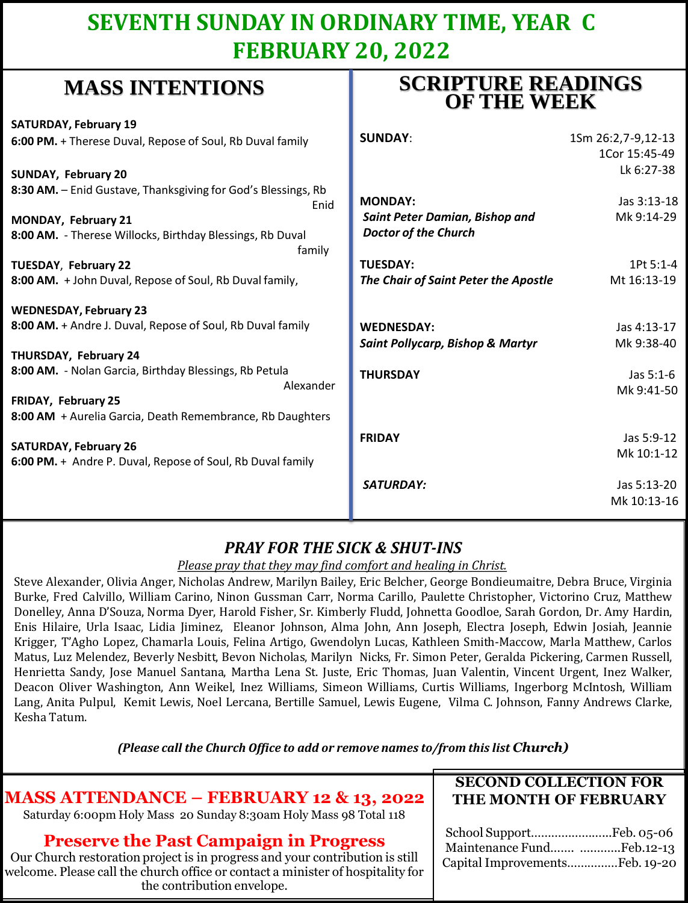# SEVENTH SUNDAY IN ORDINARY TIME, YEAR C
# FEBRUARY 20, 2022

## MASS INTENTIONS

**SATURDAY, February 19**
**6:00 PM.** + Therese Duval, Repose of Soul, Rb Duval family

**SUNDAY, February 20**
**8:30 AM.** – Enid Gustave, Thanksgiving for God's Blessings, Rb Enid

**MONDAY, February 21**
**8:00 AM.** - Therese Willocks, Birthday Blessings, Rb Duval family

**TUESDAY, February 22**
**8:00 AM.** + John Duval, Repose of Soul, Rb Duval family,

**WEDNESDAY, February 23**
**8:00 AM.** + Andre J. Duval, Repose of Soul, Rb Duval family

**THURSDAY, February 24**
**8:00 AM.** - Nolan Garcia, Birthday Blessings, Rb Petula Alexander

**FRIDAY, February 25**
**8:00 AM** + Aurelia Garcia, Death Remembrance, Rb Daughters

**SATURDAY, February 26**
**6:00 PM.** + Andre P. Duval, Repose of Soul, Rb Duval family

## SCRIPTURE READINGS OF THE WEEK

| Day | Readings |
|---|---|
| **SUNDAY**: | 1Sm 26:2,7-9,12-13<br>1Cor 15:45-49<br>Lk 6:27-38 |
| **MONDAY:**<br>***Saint Peter Damian, Bishop and Doctor of the Church*** | Jas 3:13-18<br>Mk 9:14-29 |
| **TUESDAY:**<br>***The Chair of Saint Peter the Apostle*** | 1Pt 5:1-4<br>Mt 16:13-19 |
| **WEDNESDAY:**<br>***Saint Pollycarp, Bishop & Martyr*** | Jas 4:13-17<br>Mk 9:38-40 |
| **THURSDAY** | Jas 5:1-6<br>Mk 9:41-50 |
| **FRIDAY** | Jas 5:9-12<br>Mk 10:1-12 |
| ***SATURDAY:*** | Jas 5:13-20<br>Mk 10:13-16 |

## *PRAY FOR THE SICK & SHUT-INS*

*Please pray that they may find comfort and healing in Christ.*

Steve Alexander, Olivia Anger, Nicholas Andrew, Marilyn Bailey, Eric Belcher, George Bondieumaitre, Debra Bruce, Virginia Burke, Fred Calvillo, William Carino, Ninon Gussman Carr, Norma Carillo, Paulette Christopher, Victorino Cruz, Matthew Donelley, Anna D'Souza, Norma Dyer, Harold Fisher, Sr. Kimberly Fludd, Johnetta Goodloe, Sarah Gordon, Dr. Amy Hardin, Enis Hilaire, Urla Isaac, Lidia Jiminez, Eleanor Johnson, Alma John, Ann Joseph, Electra Joseph, Edwin Josiah, Jeannie Krigger, T'Agho Lopez, Chamarla Louis, Felina Artigo, Gwendolyn Lucas, Kathleen Smith-Maccow, Marla Matthew, Carlos Matus, Luz Melendez, Beverly Nesbitt, Bevon Nicholas, Marilyn Nicks, Fr. Simon Peter, Geralda Pickering, Carmen Russell, Henrietta Sandy, Jose Manuel Santana, Martha Lena St. Juste, Eric Thomas, Juan Valentin, Vincent Urgent, Inez Walker, Deacon Oliver Washington, Ann Weikel, Inez Williams, Simeon Williams, Curtis Williams, Ingerborg McIntosh, William Lang, Anita Pulpul, Kemit Lewis, Noel Lercana, Bertille Samuel, Lewis Eugene, Vilma C. Johnson, Fanny Andrews Clarke, Kesha Tatum.

***(Please call the Church Office to add or remove names to/from this list Church)***

## MASS ATTENDANCE – FEBRUARY 12 & 13, 2022

Saturday 6:00pm Holy Mass 20 Sunday 8:30am Holy Mass 98 Total 118

## Preserve the Past Campaign in Progress

Our Church restoration project is in progress and your contribution is still welcome. Please call the church office or contact a minister of hospitality for the contribution envelope.

## SECOND COLLECTION FOR THE MONTH OF FEBRUARY

School Support........................Feb. 05-06
Maintenance Fund....... ............Feb.12-13
Capital Improvements...............Feb. 19-20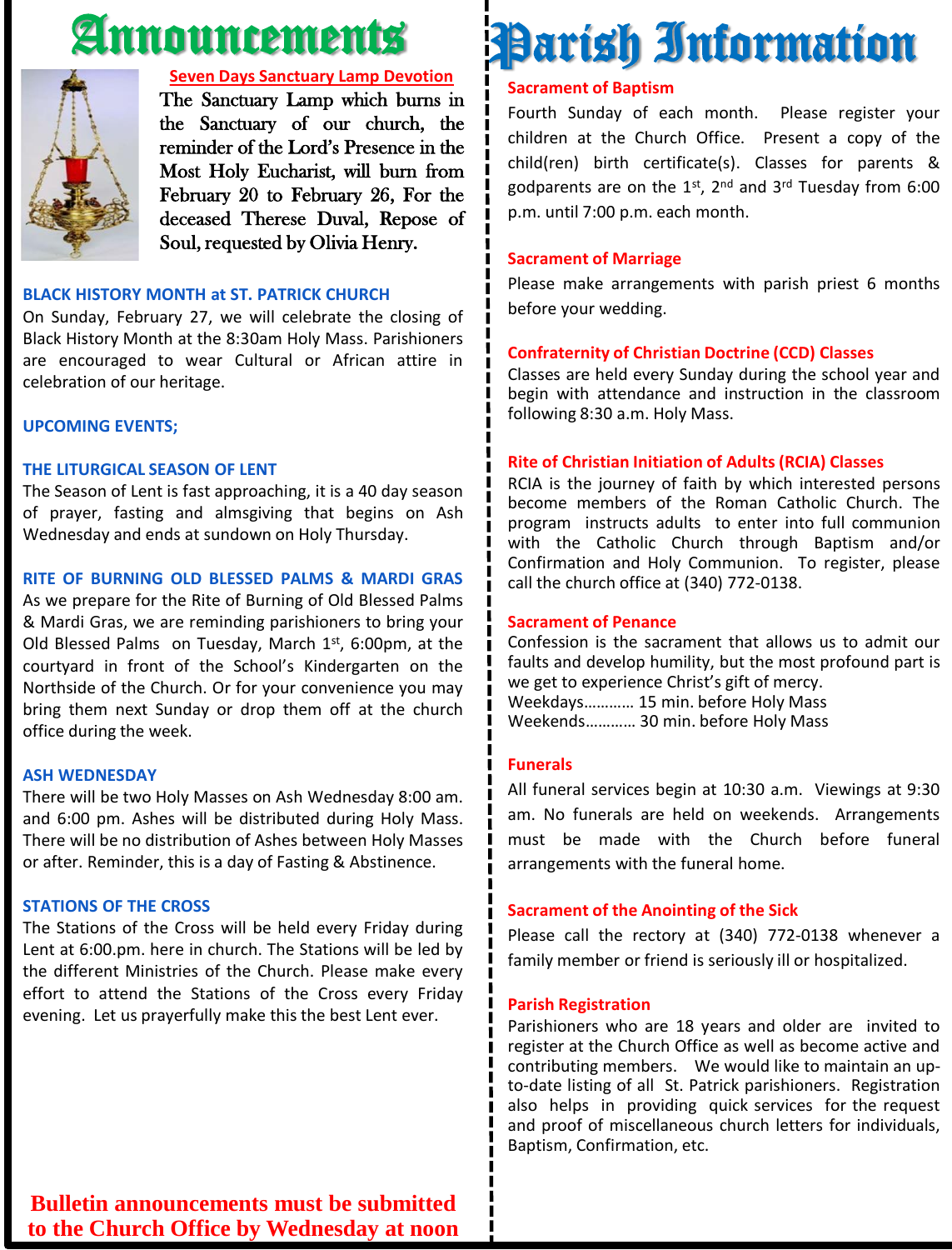# Announcements

**Seven Days Sanctuary Lamp Devotion**

The Sanctuary Lamp which burns in the Sanctuary of our church, the reminder of the Lord's Presence in the Most Holy Eucharist, will burn from February 20 to February 26, For the deceased Therese Duval, Repose of Soul, requested by Olivia Henry.

### BLACK HISTORY MONTH at ST. PATRICK CHURCH

On Sunday, February 27, we will celebrate the closing of Black History Month at the 8:30am Holy Mass. Parishioners are encouraged to wear Cultural or African attire in celebration of our heritage.

### UPCOMING EVENTS;

### THE LITURGICAL SEASON OF LENT

The Season of Lent is fast approaching, it is a 40 day season of prayer, fasting and almsgiving that begins on Ash Wednesday and ends at sundown on Holy Thursday.

### RITE OF BURNING OLD BLESSED PALMS & MARDI GRAS

As we prepare for the Rite of Burning of Old Blessed Palms & Mardi Gras, we are reminding parishioners to bring your Old Blessed Palms on Tuesday, March 1st, 6:00pm, at the courtyard in front of the School's Kindergarten on the Northside of the Church. Or for your convenience you may bring them next Sunday or drop them off at the church office during the week.

### ASH WEDNESDAY

There will be two Holy Masses on Ash Wednesday 8:00 am. and 6:00 pm. Ashes will be distributed during Holy Mass. There will be no distribution of Ashes between Holy Masses or after. Reminder, this is a day of Fasting & Abstinence.

### STATIONS OF THE CROSS

The Stations of the Cross will be held every Friday during Lent at 6:00.pm. here in church. The Stations will be led by the different Ministries of the Church. Please make every effort to attend the Stations of the Cross every Friday evening. Let us prayerfully make this the best Lent ever.

**Bulletin announcements must be submitted to the Church Office by Wednesday at noon**

# Parish Information

### Sacrament of Baptism

Fourth Sunday of each month. Please register your children at the Church Office. Present a copy of the child(ren) birth certificate(s). Classes for parents & godparents are on the 1st, 2nd and 3rd Tuesday from 6:00 p.m. until 7:00 p.m. each month.

### Sacrament of Marriage

Please make arrangements with parish priest 6 months before your wedding.

### Confraternity of Christian Doctrine (CCD) Classes

Classes are held every Sunday during the school year and begin with attendance and instruction in the classroom following 8:30 a.m. Holy Mass.

### Rite of Christian Initiation of Adults (RCIA) Classes

RCIA is the journey of faith by which interested persons become members of the Roman Catholic Church. The program instructs adults to enter into full communion with the Catholic Church through Baptism and/or Confirmation and Holy Communion. To register, please call the church office at (340) 772-0138.

### Sacrament of Penance

Confession is the sacrament that allows us to admit our faults and develop humility, but the most profound part is we get to experience Christ's gift of mercy.

Weekdays………… 15 min. before Holy Mass
Weekends………… 30 min. before Holy Mass

### Funerals

All funeral services begin at 10:30 a.m. Viewings at 9:30 am. No funerals are held on weekends. Arrangements must be made with the Church before funeral arrangements with the funeral home.

### Sacrament of the Anointing of the Sick

Please call the rectory at (340) 772-0138 whenever a family member or friend is seriously ill or hospitalized.

### Parish Registration

Parishioners who are 18 years and older are invited to register at the Church Office as well as become active and contributing members. We would like to maintain an up-to-date listing of all St. Patrick parishioners. Registration also helps in providing quick services for the request and proof of miscellaneous church letters for individuals, Baptism, Confirmation, etc.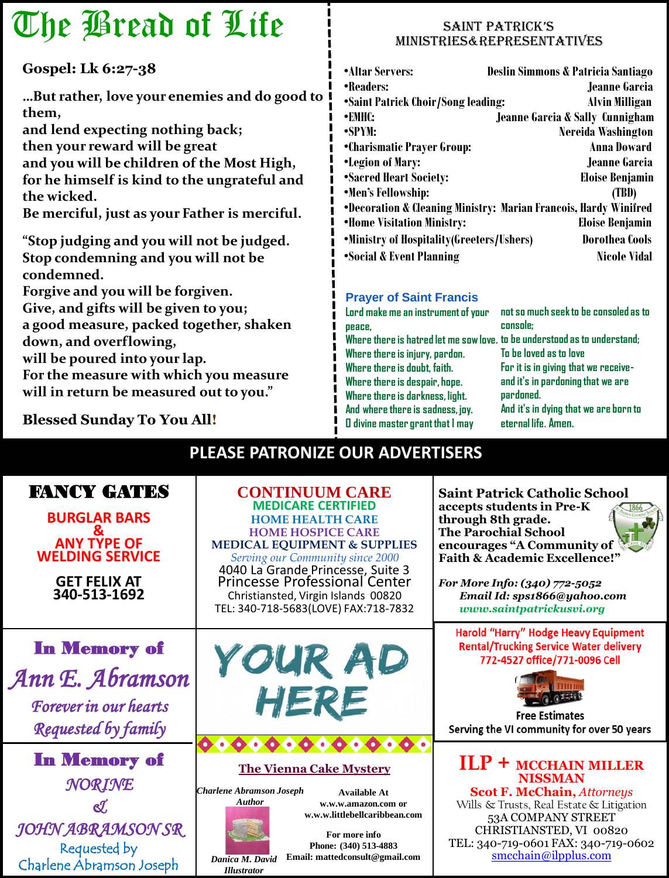# The Bread of Life

**Gospel: Lk 6:27-38**

**…But rather, love your enemies and do good to them,**
**and lend expecting nothing back;**
**then your reward will be great**
**and you will be children of the Most High,**
**for he himself is kind to the ungrateful and the wicked.**
**Be merciful, just as your Father is merciful.**

**"Stop judging and you will not be judged.**
**Stop condemning and you will not be condemned.**
**Forgive and you will be forgiven.**
**Give, and gifts will be given to you;**
**a good measure, packed together, shaken down, and overflowing,**
**will be poured into your lap.**
**For the measure with which you measure**
**will in return be measured out to you."**

**Blessed Sunday To You All!**

## SAINT PATRICK'S MINISTRIES & REPRESENTATIVES

- **Altar Servers:** Deslin Simmons & Patricia Santiago
- **Readers:** Jeanne Garcia
- **Saint Patrick Choir/Song leading:** Alvin Milligan
- **EMHC:** Jeanne Garcia & Sally Cunnigham
- **SPYM:** Nereida Washington
- **Charismatic Prayer Group:** Anna Doward
- **Legion of Mary:** Jeanne Garcia
- **Sacred Heart Society:** Eloise Benjamin
- **Men's Fellowship:** (TBD)
- **Decoration & Cleaning Ministry:** Marian Francois, Hardy Winifred
- **Home Visitation Ministry:** Eloise Benjamin
- **Ministry of Hospitality(Greeters/Ushers)** Dorothea Cools
- **Social & Event Planning** Nicole Vidal

### Prayer of Saint Francis

Lord make me an instrument of your peace,
Where there is hatred let me sow love.
Where there is injury, pardon.
Where there is doubt, faith.
Where there is despair, hope.
Where there is darkness, light.
And where there is sadness, joy.
O divine master grant that I may
not so much seek to be consoled as to console;
to be understood as to understand;
To be loved as to love
For it is in giving that we receive-
and it's in pardoning that we are pardoned.
And it's in dying that we are born to eternal life. Amen.

## PLEASE PATRONIZE OUR ADVERTISERS

**FANCY GATES**
BURGLAR BARS
&
ANY TYPE OF WELDING SERVICE
GET FELIX AT
340-513-1692

**CONTINUUM CARE**
MEDICARE CERTIFIED
HOME HEALTH CARE
HOME HOSPICE CARE
MEDICAL EQUIPMENT & SUPPLIES
*Serving our Community since 2000*
4040 La Grande Princesse, Suite 3
Princesse Professional Center
Christiansted, Virgin Islands 00820
TEL: 340-718-5683(LOVE) FAX:718-7832

**Saint Patrick Catholic School accepts students in Pre-K through 8th grade. The Parochial School encourages "A Community of Faith & Academic Excellence!"**
*For More Info: (340) 772-5052*
*Email Id: sps1866@yahoo.com*
*www.saintpatrickusvi.org*

**In Memory of**
*Ann E. Abramson*
*Forever in our hearts*
*Requested by family*

YOUR AD HERE

Harold "Harry" Hodge Heavy Equipment Rental/Trucking Service Water delivery
772-4527 office/771-0096 Cell
Free Estimates
Serving the VI community for over 50 years

**In Memory of**
*NORINE*
*&*
*JOHN ABRAMSON SR*
Requested by
Charlene Abramson Joseph

**The Vienna Cake Mystery**
*Charlene Abramson Joseph*
*Author*
*Danica M. David*
*Illustrator*
Available At
w.w.w.amazon.com or
w.w.w.littlebellcaribbean.com
For more info
Phone: (340) 513-4883
Email: mattedconsult@gmail.com

**ILP + MCCHAIN MILLER NISSMAN**
**Scot F. McChain,** *Attorneys*
Wills & Trusts, Real Estate & Litigation
53A COMPANY STREET
CHRISTIANSTED, VI 00820
TEL: 340-719-0601 FAX: 340-719-0602
smcchain@ilpplus.com